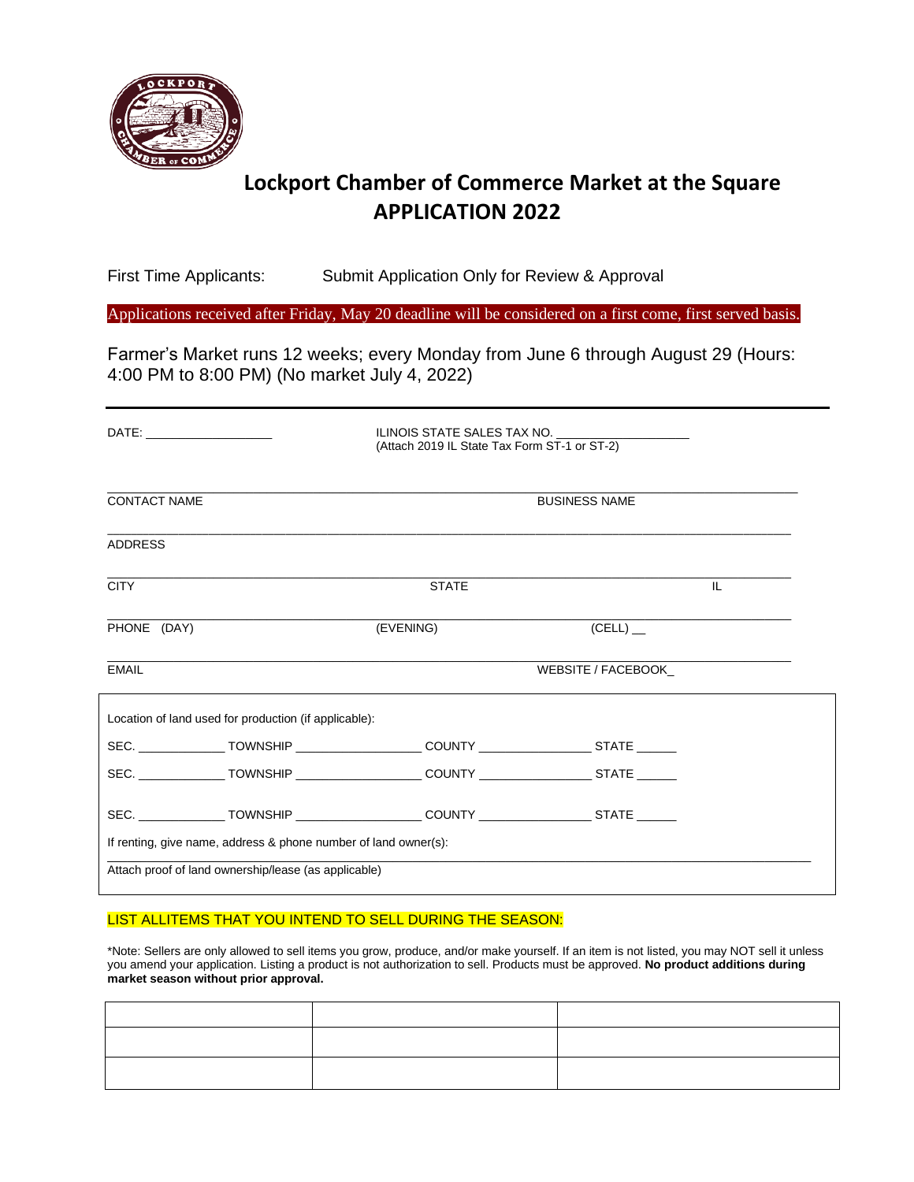# Lockport Chamber of Commerce Market at the Square
# APPLICATION 2022

First Time Applicants: Submit Application Only for Review & Approval

Applications received after Friday, May 20 deadline will be considered on a first come, first served basis.

Farmer's Market runs 12 weeks; every Monday from June 6 through August 29 (Hours: 4:00 PM to 8:00 PM) (No market July 4, 2022)

---

DATE: ___________________ ILINOIS STATE SALES TAX NO. ___________________
(Attach 2019 IL State Tax Form ST-1 or ST-2)

_______________________________________________________________________________

CONTACT NAME BUSINESS NAME

_______________________________________________________________________________

ADDRESS

_______________________________________________________________________________

CITY STATE IL

_______________________________________________________________________________

PHONE (DAY) (EVENING) (CELL) __

_______________________________________________________________________________

EMAIL WEBSITE / FACEBOOK_

Location of land used for production (if applicable):

SEC. _____________ TOWNSHIP __________________ COUNTY ________________ STATE ______

SEC. _____________ TOWNSHIP __________________ COUNTY ________________ STATE ______

SEC. _____________ TOWNSHIP __________________ COUNTY ________________ STATE ______

If renting, give name, address & phone number of land owner(s):

_______________________________________________________________________________

Attach proof of land ownership/lease (as applicable)

LIST ALLITEMS THAT YOU INTEND TO SELL DURING THE SEASON:

*Note: Sellers are only allowed to sell items you grow, produce, and/or make yourself. If an item is not listed, you may NOT sell it unless you amend your application. Listing a product is not authorization to sell. Products must be approved. **No product additions during market season without prior approval.**

| | | |
|---|---|---|
| | | |
| | | |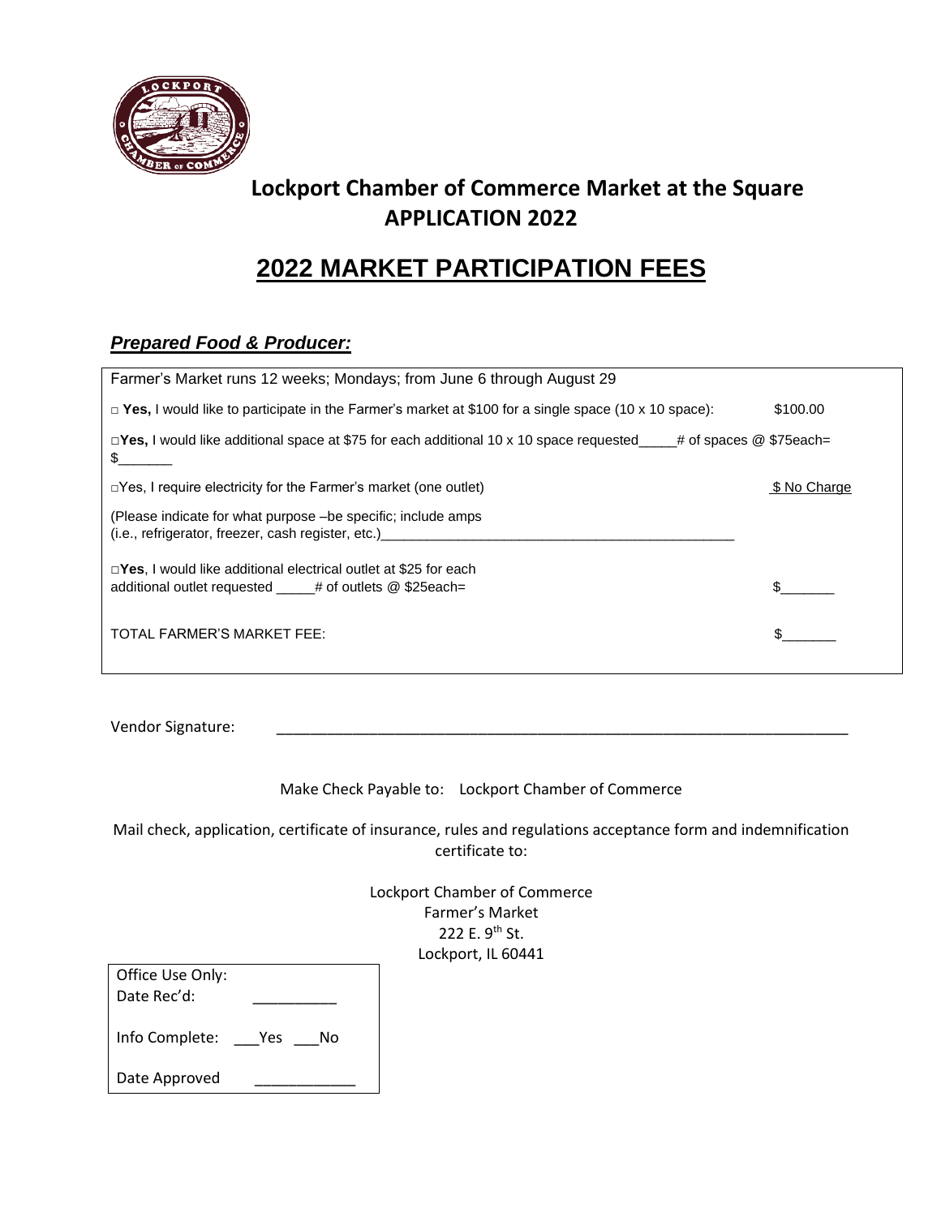## Lockport Chamber of Commerce Market at the Square
## APPLICATION 2022

# 2022 MARKET PARTICIPATION FEES

### ***Prepared Food & Producer:***

Farmer's Market runs 12 weeks; Mondays; from June 6 through August 29

□ **Yes,** I would like to participate in the Farmer's market at $100 for a single space (10 x 10 space): $100.00

□**Yes,** I would like additional space at $75 for each additional 10 x 10 space requested_____# of spaces @ $75each= $_______

□Yes, I require electricity for the Farmer's market (one outlet) $ No Charge

(Please indicate for what purpose –be specific; include amps (i.e., refrigerator, freezer, cash register, etc.)_______________________________________________

□**Yes**, I would like additional electrical outlet at $25 for each additional outlet requested _____# of outlets @ $25each= $_______

TOTAL FARMER'S MARKET FEE: $_______

Vendor Signature: ______________________________________________________________________

Make Check Payable to: Lockport Chamber of Commerce

Mail check, application, certificate of insurance, rules and regulations acceptance form and indemnification certificate to:

Lockport Chamber of Commerce
Farmer's Market
222 E. 9th St.
Lockport, IL 60441

Office Use Only:
Date Rec'd: __________

Info Complete: ___Yes ___No

Date Approved ____________